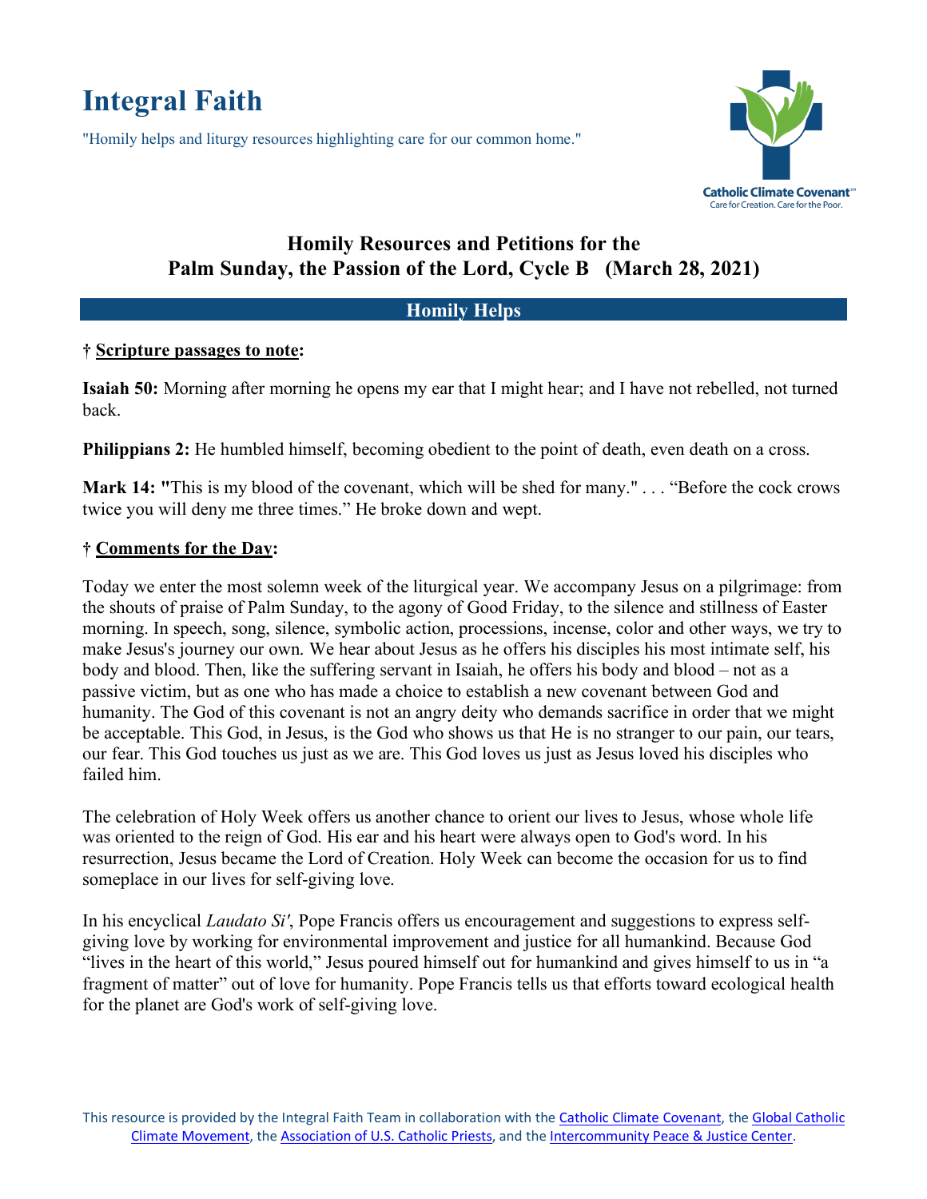# Integral Faith

"Homily helps and liturgy resources highlighting care for our common home."

Catholic Climate Covenant
Care for Creation. Care for the Poor.

## Homily Resources and Petitions for the Palm Sunday, the Passion of the Lord, Cycle B (March 28, 2021)

### Homily Helps

**† Scripture passages to note:**

**Isaiah 50:** Morning after morning he opens my ear that I might hear; and I have not rebelled, not turned back.

**Philippians 2:** He humbled himself, becoming obedient to the point of death, even death on a cross.

**Mark 14: "**This is my blood of the covenant, which will be shed for many." . . . "Before the cock crows twice you will deny me three times." He broke down and wept.

**† Comments for the Day:**

Today we enter the most solemn week of the liturgical year. We accompany Jesus on a pilgrimage: from the shouts of praise of Palm Sunday, to the agony of Good Friday, to the silence and stillness of Easter morning. In speech, song, silence, symbolic action, processions, incense, color and other ways, we try to make Jesus's journey our own. We hear about Jesus as he offers his disciples his most intimate self, his body and blood. Then, like the suffering servant in Isaiah, he offers his body and blood – not as a passive victim, but as one who has made a choice to establish a new covenant between God and humanity. The God of this covenant is not an angry deity who demands sacrifice in order that we might be acceptable. This God, in Jesus, is the God who shows us that He is no stranger to our pain, our tears, our fear. This God touches us just as we are. This God loves us just as Jesus loved his disciples who failed him.

The celebration of Holy Week offers us another chance to orient our lives to Jesus, whose whole life was oriented to the reign of God. His ear and his heart were always open to God's word. In his resurrection, Jesus became the Lord of Creation. Holy Week can become the occasion for us to find someplace in our lives for self-giving love.

In his encyclical *Laudato Si'*, Pope Francis offers us encouragement and suggestions to express self-giving love by working for environmental improvement and justice for all humankind. Because God "lives in the heart of this world," Jesus poured himself out for humankind and gives himself to us in "a fragment of matter" out of love for humanity. Pope Francis tells us that efforts toward ecological health for the planet are God's work of self-giving love.

This resource is provided by the Integral Faith Team in collaboration with the Catholic Climate Covenant, the Global Catholic Climate Movement, the Association of U.S. Catholic Priests, and the Intercommunity Peace & Justice Center.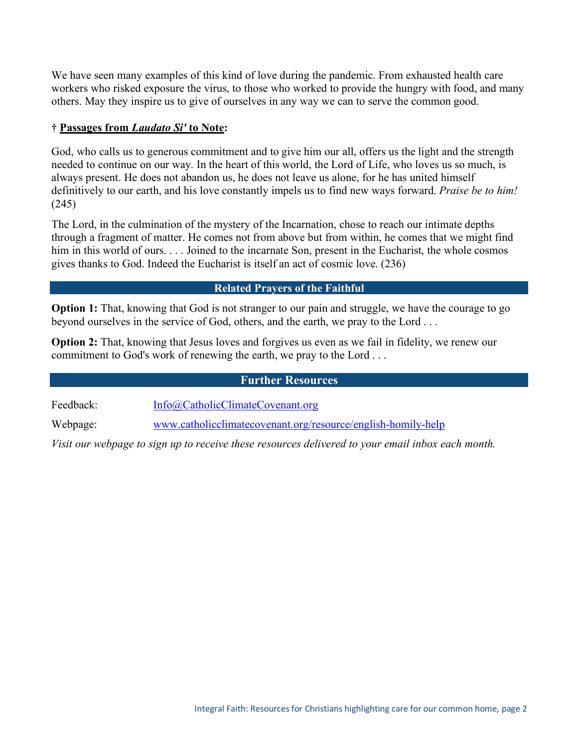We have seen many examples of this kind of love during the pandemic. From exhausted health care workers who risked exposure the virus, to those who worked to provide the hungry with food, and many others. May they inspire us to give of ourselves in any way we can to serve the common good.

**† Passages from *Laudato Si'* to Note:**

God, who calls us to generous commitment and to give him our all, offers us the light and the strength needed to continue on our way. In the heart of this world, the Lord of Life, who loves us so much, is always present. He does not abandon us, he does not leave us alone, for he has united himself definitively to our earth, and his love constantly impels us to find new ways forward. *Praise be to him!* (245)

The Lord, in the culmination of the mystery of the Incarnation, chose to reach our intimate depths through a fragment of matter. He comes not from above but from within, he comes that we might find him in this world of ours. . . . Joined to the incarnate Son, present in the Eucharist, the whole cosmos gives thanks to God. Indeed the Eucharist is itself an act of cosmic love. (236)

## Related Prayers of the Faithful

**Option 1:** That, knowing that God is not stranger to our pain and struggle, we have the courage to go beyond ourselves in the service of God, others, and the earth, we pray to the Lord . . .

**Option 2:** That, knowing that Jesus loves and forgives us even as we fail in fidelity, we renew our commitment to God's work of renewing the earth, we pray to the Lord . . .

## Further Resources

Feedback: Info@CatholicClimateCovenant.org

Webpage: www.catholicclimatecovenant.org/resource/english-homily-help

*Visit our webpage to sign up to receive these resources delivered to your email inbox each month.*